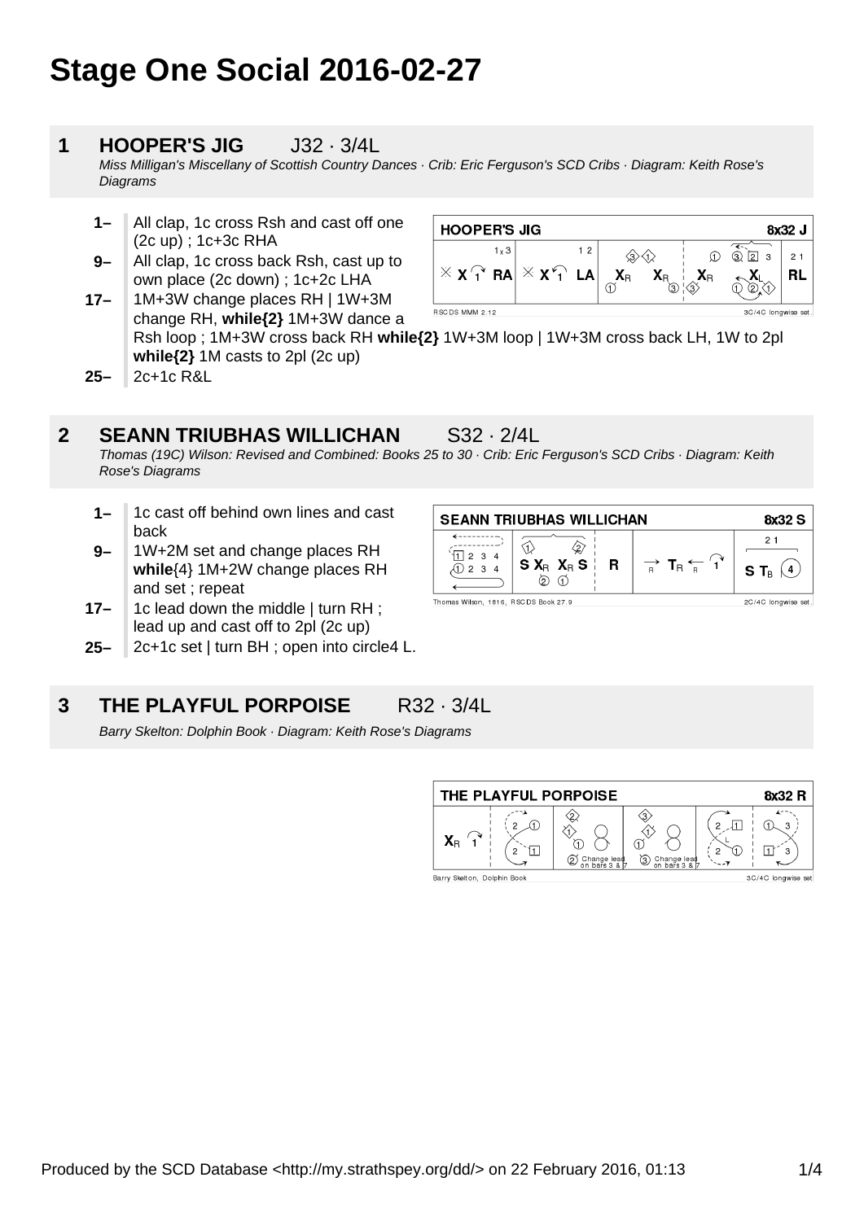# Stage One Social 2016-02-27

## 1 HOOPER'S JIG J32 · 3/4L

*Miss Milligan's Miscellany of Scottish Country Dances · Crib: Eric Ferguson's SCD Cribs · Diagram: Keith Rose's Diagrams*

- **1–** All clap, 1c cross Rsh and cast off one (2c up) ; 1c+3c RHA
- **9–** All clap, 1c cross back Rsh, cast up to own place (2c down) ; 1c+2c LHA
- **17–** 1M+3W change places RH | 1W+3M change RH, **while{2}** 1M+3W dance a Rsh loop ; 1M+3W cross back RH **while{2}** 1W+3M loop | 1W+3M cross back LH, 1W to 2pl **while{2}** 1M casts to 2pl (2c up)
- **25–** 2c+1c R&L

## 2 SEANN TRIUBHAS WILLICHAN S32 · 2/4L

*Thomas (19C) Wilson: Revised and Combined: Books 25 to 30 · Crib: Eric Ferguson's SCD Cribs · Diagram: Keith Rose's Diagrams*

- **1–** 1c cast off behind own lines and cast back
- **9–** 1W+2M set and change places RH **while**{4} 1M+2W change places RH and set ; repeat
- **17–** 1c lead down the middle | turn RH ; lead up and cast off to 2pl (2c up)
- **25–** 2c+1c set | turn BH ; open into circle4 L.

## 3 THE PLAYFUL PORPOISE R32 · 3/4L

*Barry Skelton: Dolphin Book · Diagram: Keith Rose's Diagrams*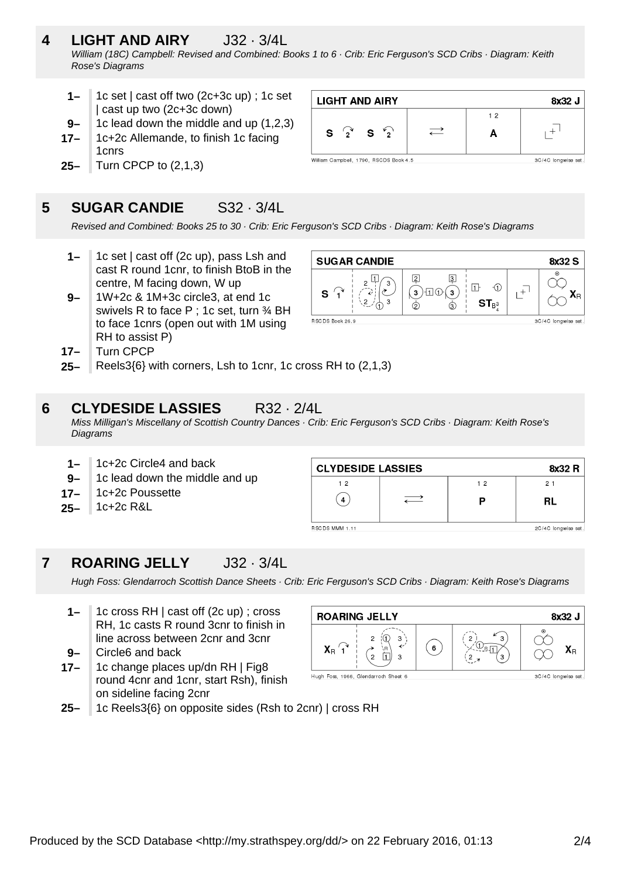## 4 LIGHT AND AIRY J32 · 3/4L

*William (18C) Campbell: Revised and Combined: Books 1 to 6 · Crib: Eric Ferguson's SCD Cribs · Diagram: Keith Rose's Diagrams*

- **1–** 1c set | cast off two (2c+3c up) ; 1c set | cast up two (2c+3c down)
- **9–** 1c lead down the middle and up (1,2,3)
- **17–** 1c+2c Allemande, to finish 1c facing 1cnrs
- **25–** Turn CPCP to (2,1,3)

| LIGHT AND AIRY | | | 8x32 J |
|---|---|---|---|
| S 2 S 2 | ⇄ | 1 2 A | |

William Campbell, 1790, RSCDS Book 4.5 · 3C/4C longwise set.

## 5 SUGAR CANDIE S32 · 3/4L

*Revised and Combined: Books 25 to 30 · Crib: Eric Ferguson's SCD Cribs · Diagram: Keith Rose's Diagrams*

- **1–** 1c set | cast off (2c up), pass Lsh and cast R round 1cnr, to finish BtoB in the centre, M facing down, W up
- **9–** 1W+2c & 1M+3c circle3, at end 1c swivels R to face P ; 1c set, turn ¾ BH to face 1cnrs (open out with 1M using RH to assist P)
- **17–** Turn CPCP
- **25–** Reels3{6} with corners, Lsh to 1cnr, 1c cross RH to (2,1,3)

SUGAR CANDIE 8x32 S — RSCDS Book 26.9 · 3C/4C longwise set.

## 6 CLYDESIDE LASSIES R32 · 2/4L

*Miss Milligan's Miscellany of Scottish Country Dances · Crib: Eric Ferguson's SCD Cribs · Diagram: Keith Rose's Diagrams*

- **1–** 1c+2c Circle4 and back
- **9–** 1c lead down the middle and up
- **17–** 1c+2c Poussette
- **25–** 1c+2c R&L

| CLYDESIDE LASSIES | | | 8x32 R |
|---|---|---|---|
| 1 2 (4) | ⇄ | 1 2 P | 2 1 RL |

RSCDS MMM 1:11 · 2C/4C longwise set.

## 7 ROARING JELLY J32 · 3/4L

*Hugh Foss: Glendarroch Scottish Dance Sheets · Crib: Eric Ferguson's SCD Cribs · Diagram: Keith Rose's Diagrams*

- **1–** 1c cross RH | cast off (2c up) ; cross RH, 1c casts R round 3cnr to finish in line across between 2cnr and 3cnr
- **9–** Circle6 and back
- **17–** 1c change places up/dn RH | Fig8 round 4cnr and 1cnr, start Rsh), finish on sideline facing 2cnr
- **25–** 1c Reels3{6} on opposite sides (Rsh to 2cnr) | cross RH

ROARING JELLY 8x32 J — Hugh Foss, 1966, Glendarroch Sheet 6 · 3C/4C longwise set.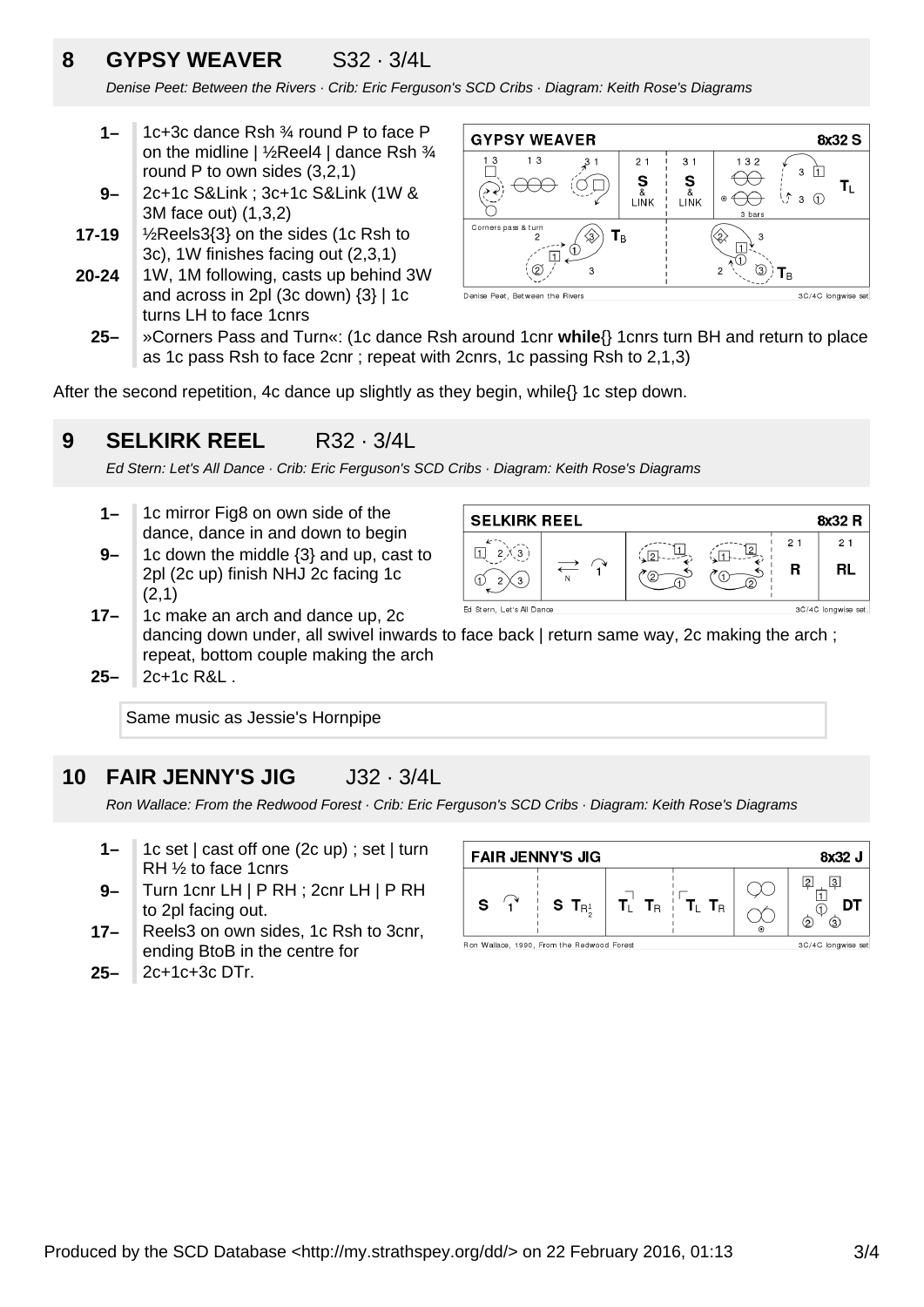## 8 GYPSY WEAVER S32 · 3/4L

*Denise Peet: Between the Rivers · Crib: Eric Ferguson's SCD Cribs · Diagram: Keith Rose's Diagrams*

- **1–** 1c+3c dance Rsh ¾ round P to face P on the midline | ½Reel4 | dance Rsh ¾ round P to own sides (3,2,1)
- **9–** 2c+1c S&Link ; 3c+1c S&Link (1W & 3M face out) (1,3,2)
- **17-19** ½Reels3{3} on the sides (1c Rsh to 3c), 1W finishes facing out (2,3,1)
- **20-24** 1W, 1M following, casts up behind 3W and across in 2pl (3c down) {3} | 1c turns LH to face 1cnrs
- **25–** »Corners Pass and Turn«: (1c dance Rsh around 1cnr **while**{} 1cnrs turn BH and return to place as 1c pass Rsh to face 2cnr ; repeat with 2cnrs, 1c passing Rsh to 2,1,3)

After the second repetition, 4c dance up slightly as they begin, while{} 1c step down.

## 9 SELKIRK REEL R32 · 3/4L

*Ed Stern: Let's All Dance · Crib: Eric Ferguson's SCD Cribs · Diagram: Keith Rose's Diagrams*

- **1–** 1c mirror Fig8 on own side of the dance, dance in and down to begin
- **9–** 1c down the middle {3} and up, cast to 2pl (2c up) finish NHJ 2c facing 1c (2,1)
- **17–** 1c make an arch and dance up, 2c dancing down under, all swivel inwards to face back | return same way, 2c making the arch ; repeat, bottom couple making the arch
- **25–** 2c+1c R&L .

Same music as Jessie's Hornpipe

## 10 FAIR JENNY'S JIG J32 · 3/4L

*Ron Wallace: From the Redwood Forest · Crib: Eric Ferguson's SCD Cribs · Diagram: Keith Rose's Diagrams*

- **1–** 1c set | cast off one (2c up) ; set | turn RH ½ to face 1cnrs
- **9–** Turn 1cnr LH | P RH ; 2cnr LH | P RH to 2pl facing out.
- **17–** Reels3 on own sides, 1c Rsh to 3cnr, ending BtoB in the centre for
- **25–** 2c+1c+3c DTr.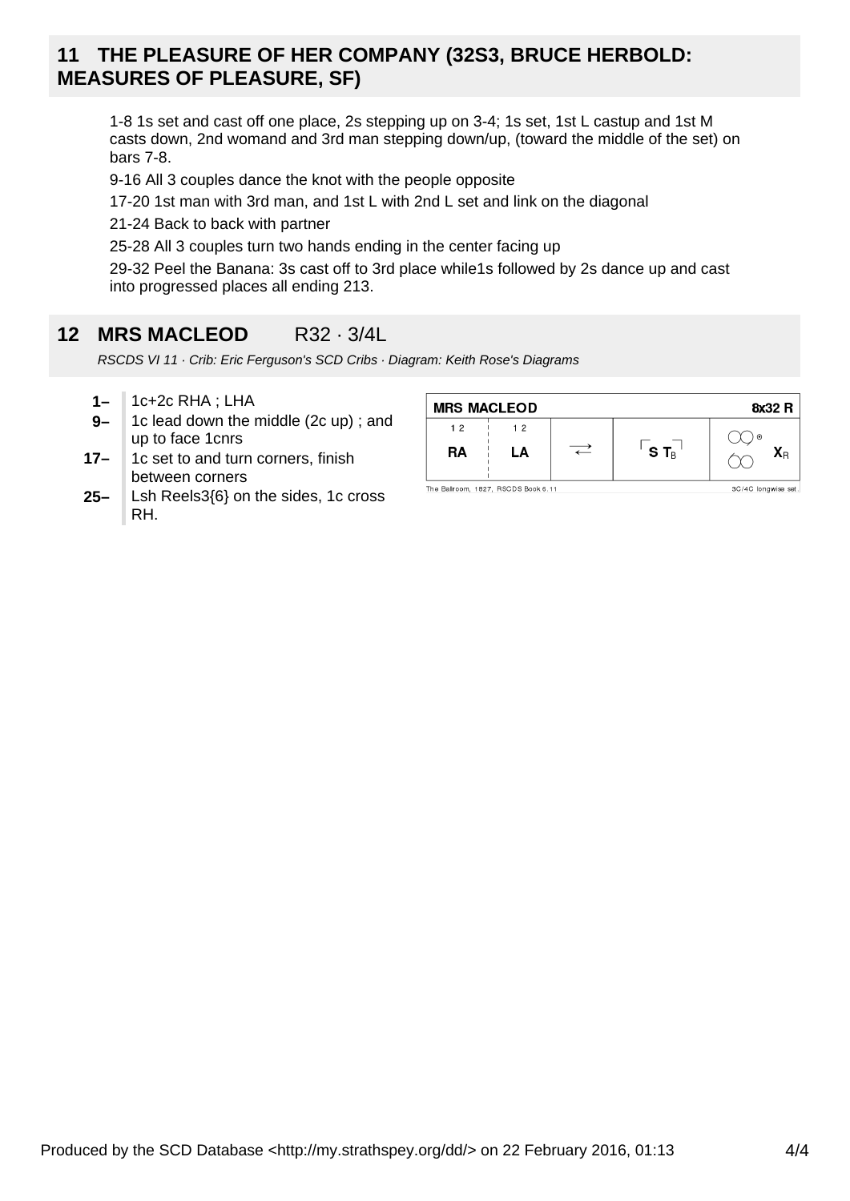## 11 THE PLEASURE OF HER COMPANY (32S3, BRUCE HERBOLD: MEASURES OF PLEASURE, SF)

1-8 1s set and cast off one place, 2s stepping up on 3-4; 1s set, 1st L castup and 1st M casts down, 2nd womand and 3rd man stepping down/up, (toward the middle of the set) on bars 7-8.

9-16 All 3 couples dance the knot with the people opposite

17-20 1st man with 3rd man, and 1st L with 2nd L set and link on the diagonal

21-24 Back to back with partner

25-28 All 3 couples turn two hands ending in the center facing up

29-32 Peel the Banana: 3s cast off to 3rd place while1s followed by 2s dance up and cast into progressed places all ending 213.

## 12 MRS MACLEOD R32 · 3/4L

*RSCDS VI 11 · Crib: Eric Ferguson's SCD Cribs · Diagram: Keith Rose's Diagrams*

**1–** 1c+2c RHA ; LHA

**9–** 1c lead down the middle (2c up) ; and up to face 1cnrs

**17–** 1c set to and turn corners, finish between corners

**25–** Lsh Reels3{6} on the sides, 1c cross RH.

MRS MACLEOD 8x32 R

| 1 2 | 1 2 | | | |
|---|---|---|---|---|
| RA | LA | ⇄ | S $T_B$ | $X_R$ |

The Ballroom, 1827, RSCDS Book 6.11 3C/4C longwise set.